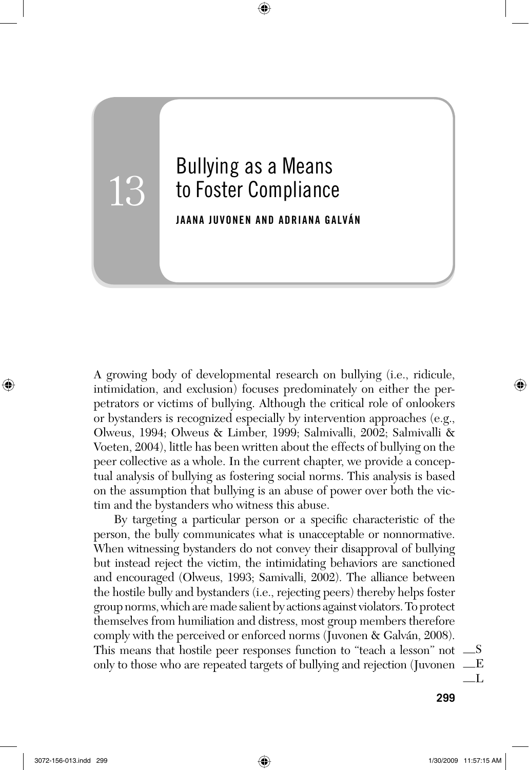# 13 Bullying as a Means to Foster Compliance

**JAANA JUVONEN AND ADRIANA GALVÁN**

A growing body of developmental research on bullying (i.e., ridicule, intimidation, and exclusion) focuses predominately on either the perpetrators or victims of bullying. Although the critical role of onlookers or bystanders is recognized especially by intervention approaches (e.g., Olweus, 1994; Olweus & Limber, 1999; Salmivalli, 2002; Salmivalli & Voeten, 2004), little has been written about the effects of bullying on the peer collective as a whole. In the current chapter, we provide a conceptual analysis of bullying as fostering social norms. This analysis is based on the assumption that bullying is an abuse of power over both the victim and the bystanders who witness this abuse.

By targeting a particular person or a specific characteristic of the person, the bully communicates what is unacceptable or nonnormative. When witnessing bystanders do not convey their disapproval of bullying but instead reject the victim, the intimidating behaviors are sanctioned and encouraged (Olweus, 1993; Samivalli, 2002). The alliance between the hostile bully and bystanders (i.e., rejecting peers) thereby helps foster group norms, which are made salient by actions against violators. To protect themselves from humiliation and distress, most group members therefore comply with the perceived or enforced norms (Juvonen & Galván, 2008). This means that hostile peer responses function to "teach a lesson" not only to those who are repeated targets of bullying and rejection (Juvonen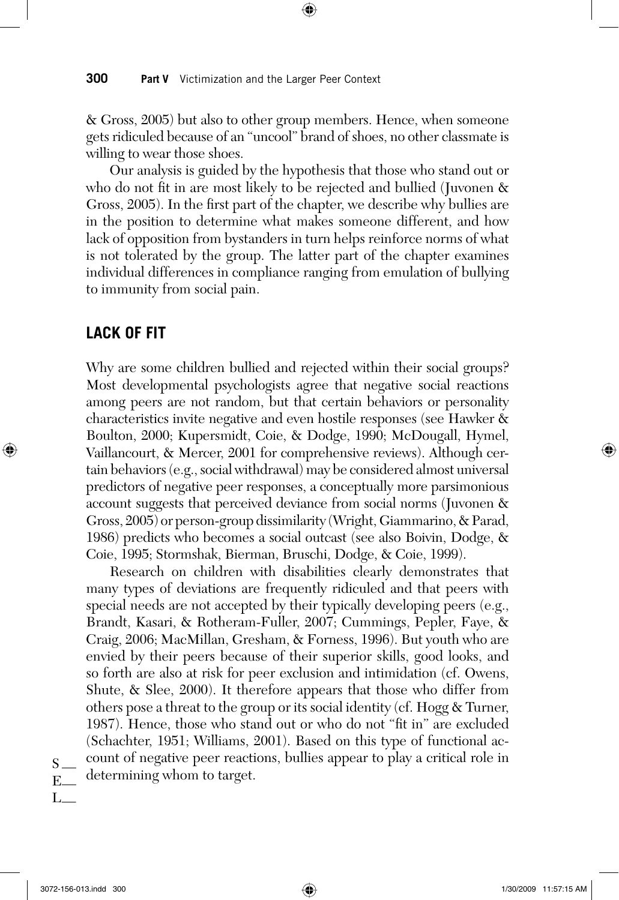& Gross, 2005) but also to other group members. Hence, when someone gets ridiculed because of an "uncool" brand of shoes, no other classmate is willing to wear those shoes.

Our analysis is guided by the hypothesis that those who stand out or who do not fit in are most likely to be rejected and bullied (Juvonen & Gross, 2005). In the first part of the chapter, we describe why bullies are in the position to determine what makes someone different, and how lack of opposition from bystanders in turn helps reinforce norms of what is not tolerated by the group. The latter part of the chapter examines individual differences in compliance ranging from emulation of bullying to immunity from social pain.

## LACK OF FIT

Why are some children bullied and rejected within their social groups? Most developmental psychologists agree that negative social reactions among peers are not random, but that certain behaviors or personality characteristics invite negative and even hostile responses (see Hawker & Boulton, 2000; Kupersmidt, Coie, & Dodge, 1990; McDougall, Hymel, Vaillancourt, & Mercer, 2001 for comprehensive reviews). Although certain behaviors (e.g., social withdrawal) may be considered almost universal predictors of negative peer responses, a conceptually more parsimonious account suggests that perceived deviance from social norms (Juvonen & Gross, 2005) or person-group dissimilarity (Wright, Giammarino, & Parad, 1986) predicts who becomes a social outcast (see also Boivin, Dodge, & Coie, 1995; Stormshak, Bierman, Bruschi, Dodge, & Coie, 1999).

Research on children with disabilities clearly demonstrates that many types of deviations are frequently ridiculed and that peers with special needs are not accepted by their typically developing peers (e.g., Brandt, Kasari, & Rotheram-Fuller, 2007; Cummings, Pepler, Faye, & Craig, 2006; MacMillan, Gresham, & Forness, 1996). But youth who are envied by their peers because of their superior skills, good looks, and so forth are also at risk for peer exclusion and intimidation (cf. Owens, Shute, & Slee, 2000). It therefore appears that those who differ from others pose a threat to the group or its social identity (cf. Hogg & Turner, 1987). Hence, those who stand out or who do not "fit in" are excluded (Schachter, 1951; Williams, 2001). Based on this type of functional account of negative peer reactions, bullies appear to play a critical role in determining whom to target.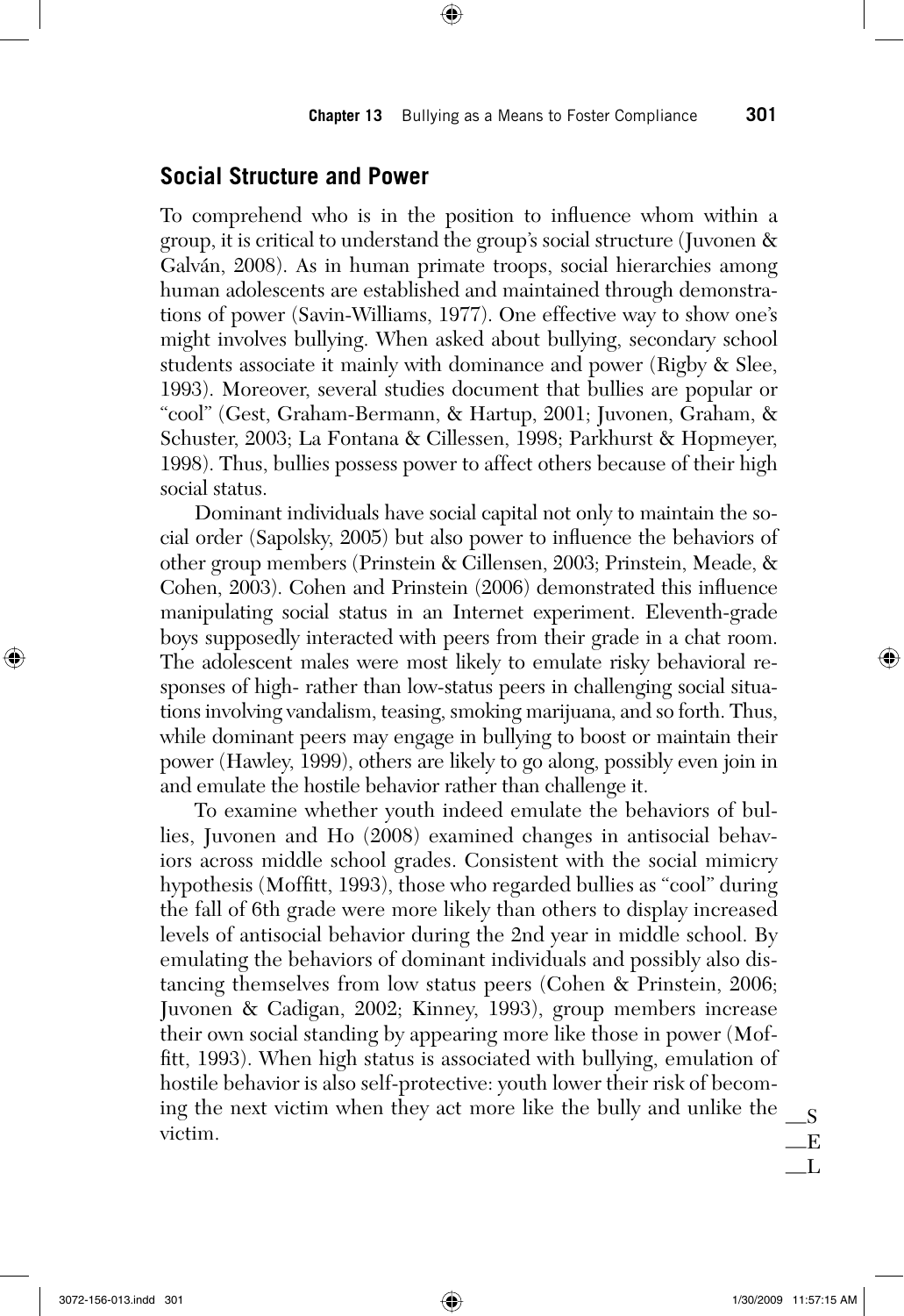## Social Structure and Power

To comprehend who is in the position to influence whom within a group, it is critical to understand the group's social structure (Juvonen & Galván, 2008). As in human primate troops, social hierarchies among human adolescents are established and maintained through demonstrations of power (Savin-Williams, 1977). One effective way to show one's might involves bullying. When asked about bullying, secondary school students associate it mainly with dominance and power (Rigby & Slee, 1993). Moreover, several studies document that bullies are popular or "cool" (Gest, Graham-Bermann, & Hartup, 2001; Juvonen, Graham, & Schuster, 2003; La Fontana & Cillessen, 1998; Parkhurst & Hopmeyer, 1998). Thus, bullies possess power to affect others because of their high social status.

Dominant individuals have social capital not only to maintain the social order (Sapolsky, 2005) but also power to influence the behaviors of other group members (Prinstein & Cillensen, 2003; Prinstein, Meade, & Cohen, 2003). Cohen and Prinstein (2006) demonstrated this influence manipulating social status in an Internet experiment. Eleventh-grade boys supposedly interacted with peers from their grade in a chat room. The adolescent males were most likely to emulate risky behavioral responses of high- rather than low-status peers in challenging social situations involving vandalism, teasing, smoking marijuana, and so forth. Thus, while dominant peers may engage in bullying to boost or maintain their power (Hawley, 1999), others are likely to go along, possibly even join in and emulate the hostile behavior rather than challenge it.

To examine whether youth indeed emulate the behaviors of bullies, Juvonen and Ho (2008) examined changes in antisocial behaviors across middle school grades. Consistent with the social mimicry hypothesis (Moffitt, 1993), those who regarded bullies as "cool" during the fall of 6th grade were more likely than others to display increased levels of antisocial behavior during the 2nd year in middle school. By emulating the behaviors of dominant individuals and possibly also distancing themselves from low status peers (Cohen & Prinstein, 2006; Juvonen & Cadigan, 2002; Kinney, 1993), group members increase their own social standing by appearing more like those in power (Moffitt, 1993). When high status is associated with bullying, emulation of hostile behavior is also self-protective: youth lower their risk of becoming the next victim when they act more like the bully and unlike the victim.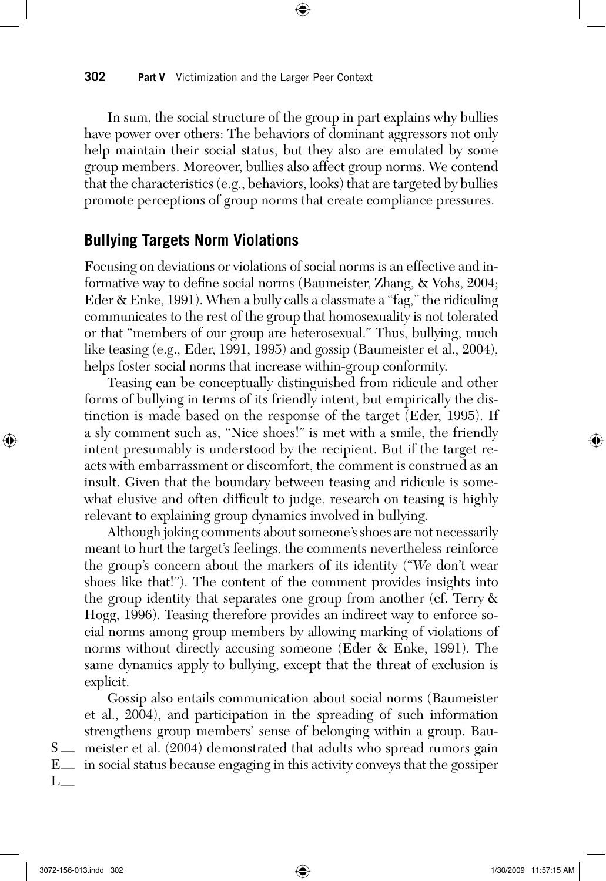In sum, the social structure of the group in part explains why bullies have power over others: The behaviors of dominant aggressors not only help maintain their social status, but they also are emulated by some group members. Moreover, bullies also affect group norms. We contend that the characteristics (e.g., behaviors, looks) that are targeted by bullies promote perceptions of group norms that create compliance pressures.

## Bullying Targets Norm Violations

Focusing on deviations or violations of social norms is an effective and informative way to define social norms (Baumeister, Zhang, & Vohs, 2004; Eder & Enke, 1991). When a bully calls a classmate a "fag," the ridiculing communicates to the rest of the group that homosexuality is not tolerated or that "members of our group are heterosexual." Thus, bullying, much like teasing (e.g., Eder, 1991, 1995) and gossip (Baumeister et al., 2004), helps foster social norms that increase within-group conformity.

Teasing can be conceptually distinguished from ridicule and other forms of bullying in terms of its friendly intent, but empirically the distinction is made based on the response of the target (Eder, 1995). If a sly comment such as, "Nice shoes!" is met with a smile, the friendly intent presumably is understood by the recipient. But if the target reacts with embarrassment or discomfort, the comment is construed as an insult. Given that the boundary between teasing and ridicule is somewhat elusive and often difficult to judge, research on teasing is highly relevant to explaining group dynamics involved in bullying.

Although joking comments about someone's shoes are not necessarily meant to hurt the target's feelings, the comments nevertheless reinforce the group's concern about the markers of its identity ("*We* don't wear shoes like that!"). The content of the comment provides insights into the group identity that separates one group from another (cf. Terry & Hogg, 1996). Teasing therefore provides an indirect way to enforce social norms among group members by allowing marking of violations of norms without directly accusing someone (Eder & Enke, 1991). The same dynamics apply to bullying, except that the threat of exclusion is explicit.

Gossip also entails communication about social norms (Baumeister et al., 2004), and participation in the spreading of such information strengthens group members' sense of belonging within a group. Baumeister et al. (2004) demonstrated that adults who spread rumors gain in social status because engaging in this activity conveys that the gossiper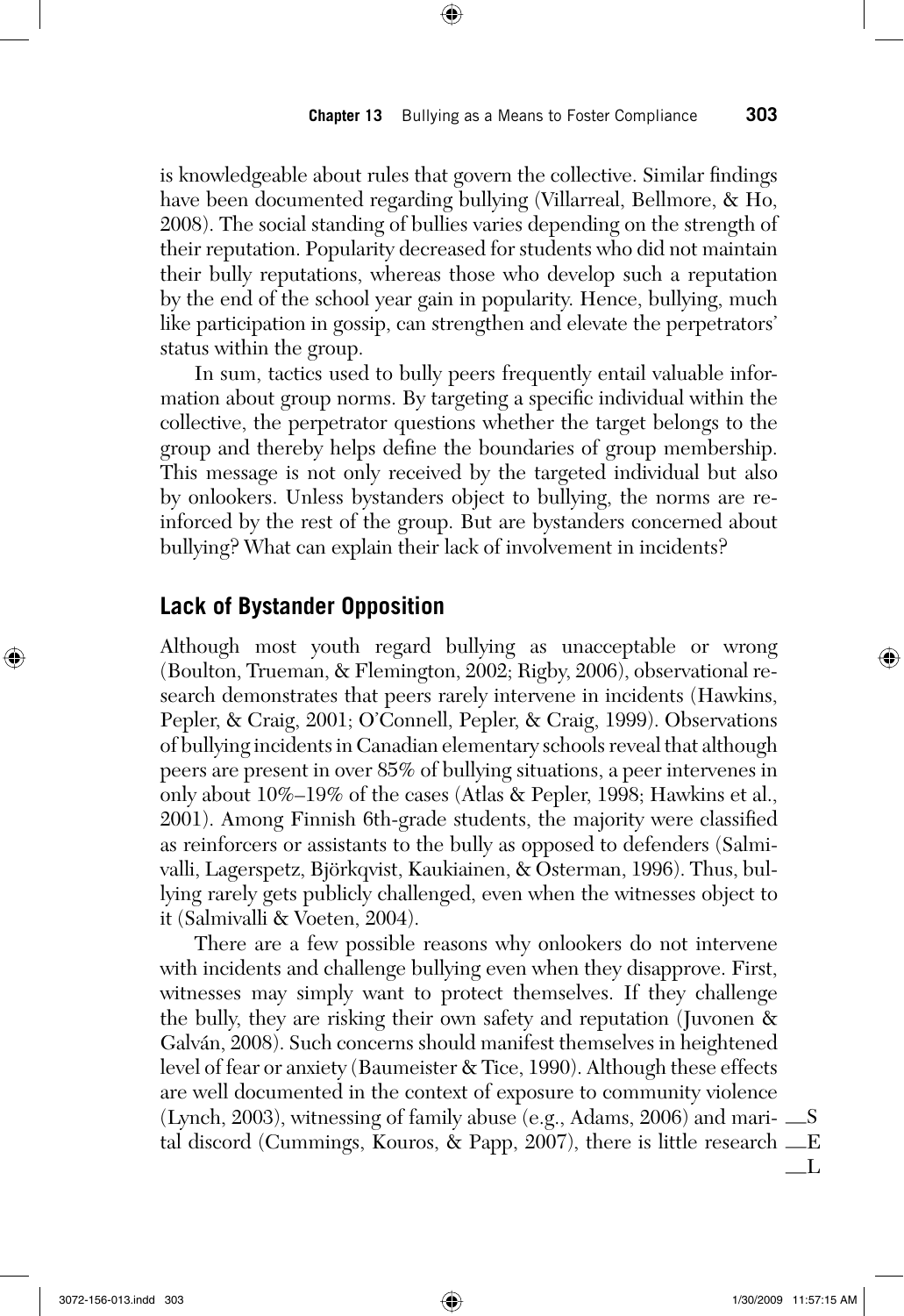is knowledgeable about rules that govern the collective. Similar findings have been documented regarding bullying (Villarreal, Bellmore, & Ho, 2008). The social standing of bullies varies depending on the strength of their reputation. Popularity decreased for students who did not maintain their bully reputations, whereas those who develop such a reputation by the end of the school year gain in popularity. Hence, bullying, much like participation in gossip, can strengthen and elevate the perpetrators' status within the group.

In sum, tactics used to bully peers frequently entail valuable information about group norms. By targeting a specific individual within the collective, the perpetrator questions whether the target belongs to the group and thereby helps define the boundaries of group membership. This message is not only received by the targeted individual but also by onlookers. Unless bystanders object to bullying, the norms are reinforced by the rest of the group. But are bystanders concerned about bullying? What can explain their lack of involvement in incidents?

## Lack of Bystander Opposition

Although most youth regard bullying as unacceptable or wrong (Boulton, Trueman, & Flemington, 2002; Rigby, 2006), observational research demonstrates that peers rarely intervene in incidents (Hawkins, Pepler, & Craig, 2001; O'Connell, Pepler, & Craig, 1999). Observations of bullying incidents in Canadian elementary schools reveal that although peers are present in over 85% of bullying situations, a peer intervenes in only about 10%–19% of the cases (Atlas & Pepler, 1998; Hawkins et al., 2001). Among Finnish 6th-grade students, the majority were classified as reinforcers or assistants to the bully as opposed to defenders (Salmivalli, Lagerspetz, Björkqvist, Kaukiainen, & Österman, 1996). Thus, bullying rarely gets publicly challenged, even when the witnesses object to it (Salmivalli & Voeten, 2004).

There are a few possible reasons why onlookers do not intervene with incidents and challenge bullying even when they disapprove. First, witnesses may simply want to protect themselves. If they challenge the bully, they are risking their own safety and reputation (Juvonen & Galván, 2008). Such concerns should manifest themselves in heightened level of fear or anxiety (Baumeister & Tice, 1990). Although these effects are well documented in the context of exposure to community violence (Lynch, 2003), witnessing of family abuse (e.g., Adams, 2006) and marital discord (Cummings, Kouros, & Papp, 2007), there is little research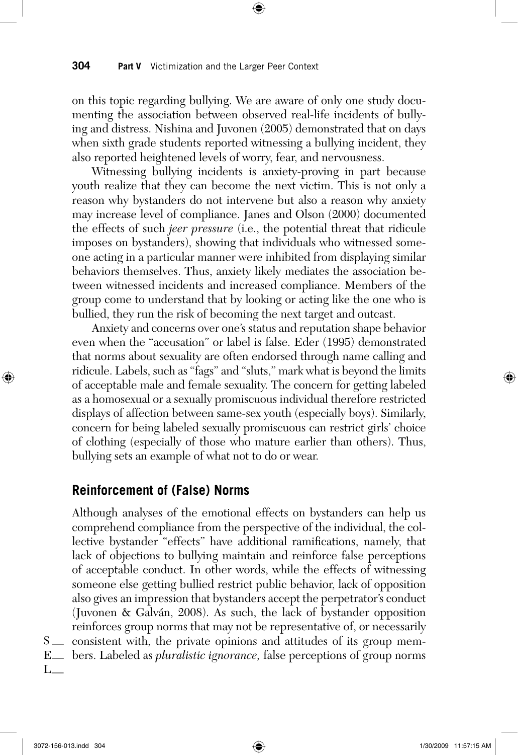on this topic regarding bullying. We are aware of only one study documenting the association between observed real-life incidents of bullying and distress. Nishina and Juvonen (2005) demonstrated that on days when sixth grade students reported witnessing a bullying incident, they also reported heightened levels of worry, fear, and nervousness.

Witnessing bullying incidents is anxiety-proving in part because youth realize that they can become the next victim. This is not only a reason why bystanders do not intervene but also a reason why anxiety may increase level of compliance. Janes and Olson (2000) documented the effects of such *jeer pressure* (i.e., the potential threat that ridicule imposes on bystanders), showing that individuals who witnessed someone acting in a particular manner were inhibited from displaying similar behaviors themselves. Thus, anxiety likely mediates the association between witnessed incidents and increased compliance. Members of the group come to understand that by looking or acting like the one who is bullied, they run the risk of becoming the next target and outcast.

Anxiety and concerns over one's status and reputation shape behavior even when the "accusation" or label is false. Eder (1995) demonstrated that norms about sexuality are often endorsed through name calling and ridicule. Labels, such as "fags" and "sluts," mark what is beyond the limits of acceptable male and female sexuality. The concern for getting labeled as a homosexual or a sexually promiscuous individual therefore restricted displays of affection between same-sex youth (especially boys). Similarly, concern for being labeled sexually promiscuous can restrict girls' choice of clothing (especially of those who mature earlier than others). Thus, bullying sets an example of what not to do or wear.

## Reinforcement of (False) Norms

Although analyses of the emotional effects on bystanders can help us comprehend compliance from the perspective of the individual, the collective bystander "effects" have additional ramifications, namely, that lack of objections to bullying maintain and reinforce false perceptions of acceptable conduct. In other words, while the effects of witnessing someone else getting bullied restrict public behavior, lack of opposition also gives an impression that bystanders accept the perpetrator's conduct (Juvonen & Galván, 2008). As such, the lack of bystander opposition reinforces group norms that may not be representative of, or necessarily consistent with, the private opinions and attitudes of its group members. Labeled as *pluralistic ignorance,* false perceptions of group norms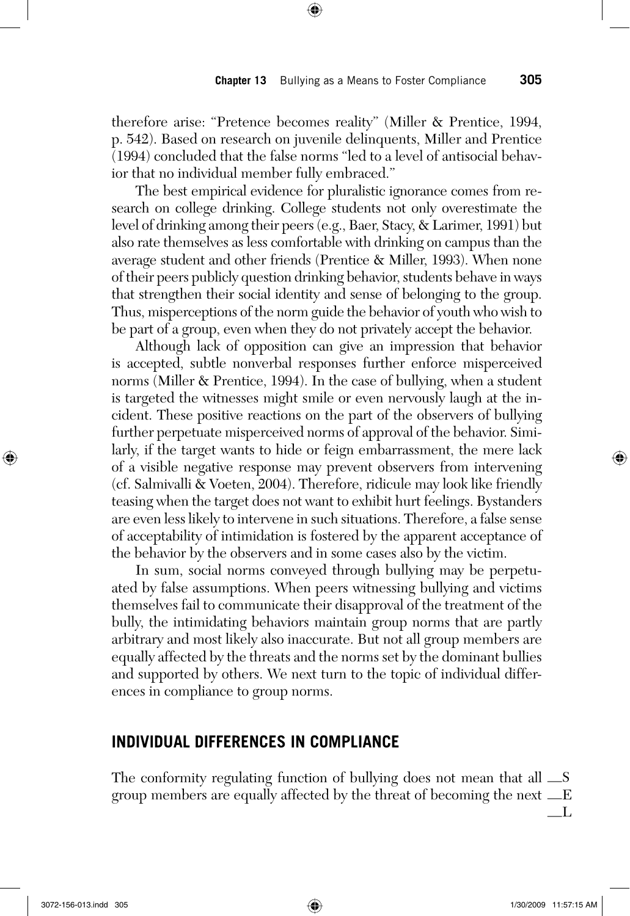therefore arise: "Pretence becomes reality" (Miller & Prentice, 1994, p. 542). Based on research on juvenile delinquents, Miller and Prentice (1994) concluded that the false norms "led to a level of antisocial behavior that no individual member fully embraced."

The best empirical evidence for pluralistic ignorance comes from research on college drinking. College students not only overestimate the level of drinking among their peers (e.g., Baer, Stacy, & Larimer, 1991) but also rate themselves as less comfortable with drinking on campus than the average student and other friends (Prentice & Miller, 1993). When none of their peers publicly question drinking behavior, students behave in ways that strengthen their social identity and sense of belonging to the group. Thus, misperceptions of the norm guide the behavior of youth who wish to be part of a group, even when they do not privately accept the behavior.

Although lack of opposition can give an impression that behavior is accepted, subtle nonverbal responses further enforce misperceived norms (Miller & Prentice, 1994). In the case of bullying, when a student is targeted the witnesses might smile or even nervously laugh at the incident. These positive reactions on the part of the observers of bullying further perpetuate misperceived norms of approval of the behavior. Similarly, if the target wants to hide or feign embarrassment, the mere lack of a visible negative response may prevent observers from intervening (cf. Salmivalli & Voeten, 2004). Therefore, ridicule may look like friendly teasing when the target does not want to exhibit hurt feelings. Bystanders are even less likely to intervene in such situations. Therefore, a false sense of acceptability of intimidation is fostered by the apparent acceptance of the behavior by the observers and in some cases also by the victim.

In sum, social norms conveyed through bullying may be perpetuated by false assumptions. When peers witnessing bullying and victims themselves fail to communicate their disapproval of the treatment of the bully, the intimidating behaviors maintain group norms that are partly arbitrary and most likely also inaccurate. But not all group members are equally affected by the threats and the norms set by the dominant bullies and supported by others. We next turn to the topic of individual differences in compliance to group norms.

## INDIVIDUAL DIFFERENCES IN COMPLIANCE

The conformity regulating function of bullying does not mean that all group members are equally affected by the threat of becoming the next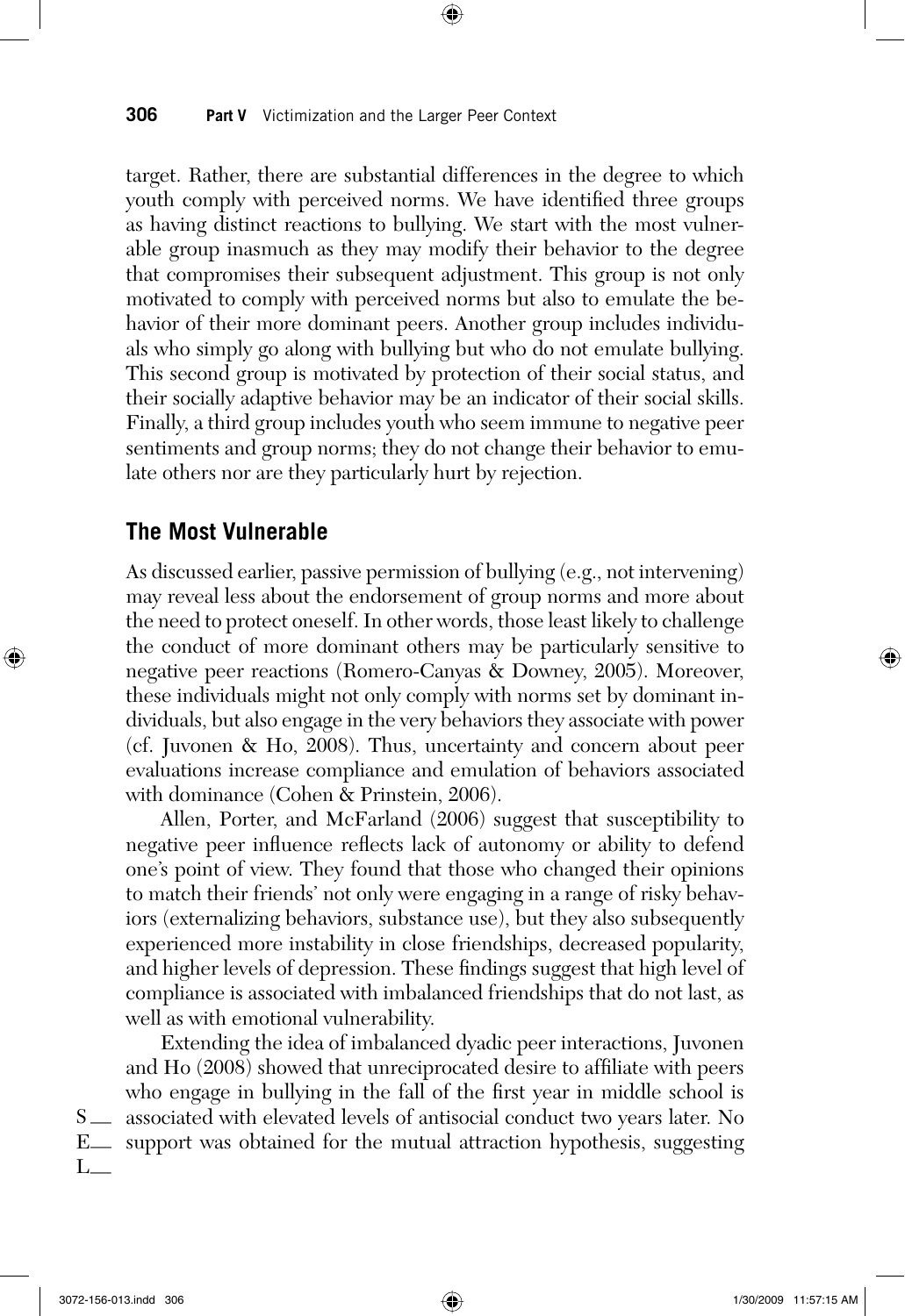target. Rather, there are substantial differences in the degree to which youth comply with perceived norms. We have identified three groups as having distinct reactions to bullying. We start with the most vulnerable group inasmuch as they may modify their behavior to the degree that compromises their subsequent adjustment. This group is not only motivated to comply with perceived norms but also to emulate the behavior of their more dominant peers. Another group includes individuals who simply go along with bullying but who do not emulate bullying. This second group is motivated by protection of their social status, and their socially adaptive behavior may be an indicator of their social skills. Finally, a third group includes youth who seem immune to negative peer sentiments and group norms; they do not change their behavior to emulate others nor are they particularly hurt by rejection.

## The Most Vulnerable

As discussed earlier, passive permission of bullying (e.g., not intervening) may reveal less about the endorsement of group norms and more about the need to protect oneself. In other words, those least likely to challenge the conduct of more dominant others may be particularly sensitive to negative peer reactions (Romero-Canyas & Downey, 2005). Moreover, these individuals might not only comply with norms set by dominant individuals, but also engage in the very behaviors they associate with power (cf. Juvonen & Ho, 2008). Thus, uncertainty and concern about peer evaluations increase compliance and emulation of behaviors associated with dominance (Cohen & Prinstein, 2006).

Allen, Porter, and McFarland (2006) suggest that susceptibility to negative peer influence reflects lack of autonomy or ability to defend one's point of view. They found that those who changed their opinions to match their friends' not only were engaging in a range of risky behaviors (externalizing behaviors, substance use), but they also subsequently experienced more instability in close friendships, decreased popularity, and higher levels of depression. These findings suggest that high level of compliance is associated with imbalanced friendships that do not last, as well as with emotional vulnerability.

Extending the idea of imbalanced dyadic peer interactions, Juvonen and Ho (2008) showed that unreciprocated desire to affiliate with peers who engage in bullying in the fall of the first year in middle school is associated with elevated levels of antisocial conduct two years later. No support was obtained for the mutual attraction hypothesis, suggesting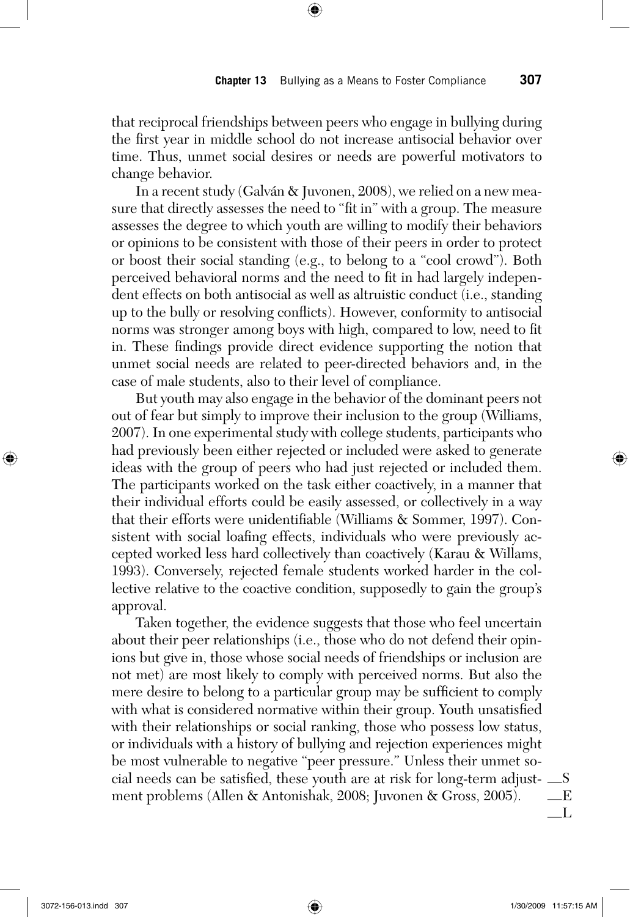that reciprocal friendships between peers who engage in bullying during the first year in middle school do not increase antisocial behavior over time. Thus, unmet social desires or needs are powerful motivators to change behavior.

In a recent study (Galván & Juvonen, 2008), we relied on a new measure that directly assesses the need to "fit in" with a group. The measure assesses the degree to which youth are willing to modify their behaviors or opinions to be consistent with those of their peers in order to protect or boost their social standing (e.g., to belong to a "cool crowd"). Both perceived behavioral norms and the need to fit in had largely independent effects on both antisocial as well as altruistic conduct (i.e., standing up to the bully or resolving conflicts). However, conformity to antisocial norms was stronger among boys with high, compared to low, need to fit in. These findings provide direct evidence supporting the notion that unmet social needs are related to peer-directed behaviors and, in the case of male students, also to their level of compliance.

But youth may also engage in the behavior of the dominant peers not out of fear but simply to improve their inclusion to the group (Williams, 2007). In one experimental study with college students, participants who had previously been either rejected or included were asked to generate ideas with the group of peers who had just rejected or included them. The participants worked on the task either coactively, in a manner that their individual efforts could be easily assessed, or collectively in a way that their efforts were unidentifiable (Williams & Sommer, 1997). Consistent with social loafing effects, individuals who were previously accepted worked less hard collectively than coactively (Karau & Willams, 1993). Conversely, rejected female students worked harder in the collective relative to the coactive condition, supposedly to gain the group's approval.

Taken together, the evidence suggests that those who feel uncertain about their peer relationships (i.e., those who do not defend their opinions but give in, those whose social needs of friendships or inclusion are not met) are most likely to comply with perceived norms. But also the mere desire to belong to a particular group may be sufficient to comply with what is considered normative within their group. Youth unsatisfied with their relationships or social ranking, those who possess low status, or individuals with a history of bullying and rejection experiences might be most vulnerable to negative "peer pressure." Unless their unmet social needs can be satisfied, these youth are at risk for long-term adjustment problems (Allen & Antonishak, 2008; Juvonen & Gross, 2005).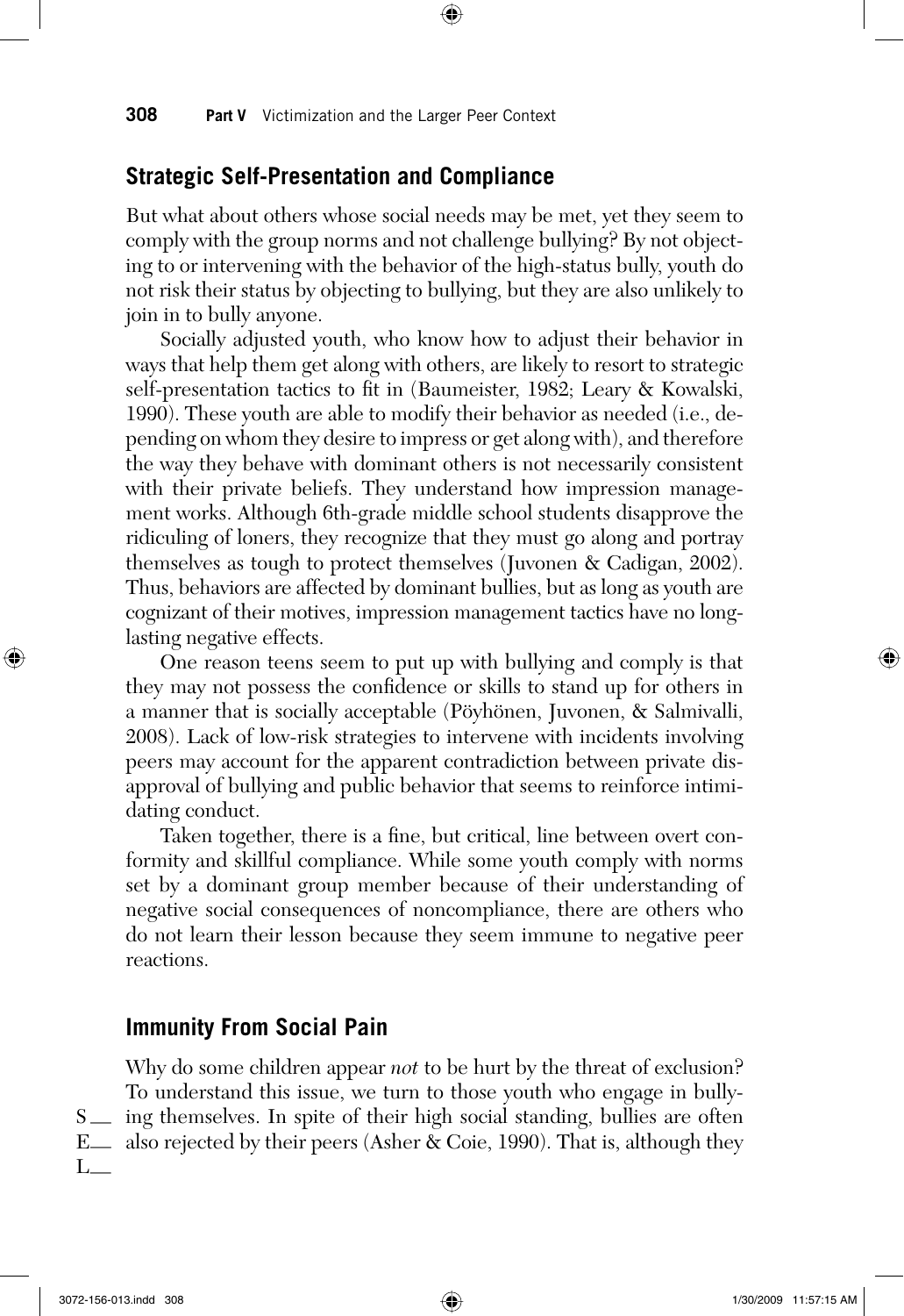## Strategic Self-Presentation and Compliance

But what about others whose social needs may be met, yet they seem to comply with the group norms and not challenge bullying? By not objecting to or intervening with the behavior of the high-status bully, youth do not risk their status by objecting to bullying, but they are also unlikely to join in to bully anyone.

Socially adjusted youth, who know how to adjust their behavior in ways that help them get along with others, are likely to resort to strategic self-presentation tactics to fit in (Baumeister, 1982; Leary & Kowalski, 1990). These youth are able to modify their behavior as needed (i.e., depending on whom they desire to impress or get along with), and therefore the way they behave with dominant others is not necessarily consistent with their private beliefs. They understand how impression management works. Although 6th-grade middle school students disapprove the ridiculing of loners, they recognize that they must go along and portray themselves as tough to protect themselves (Juvonen & Cadigan, 2002). Thus, behaviors are affected by dominant bullies, but as long as youth are cognizant of their motives, impression management tactics have no long-lasting negative effects.

One reason teens seem to put up with bullying and comply is that they may not possess the confidence or skills to stand up for others in a manner that is socially acceptable (Pöyhönen, Juvonen, & Salmivalli, 2008). Lack of low-risk strategies to intervene with incidents involving peers may account for the apparent contradiction between private disapproval of bullying and public behavior that seems to reinforce intimidating conduct.

Taken together, there is a fine, but critical, line between overt conformity and skillful compliance. While some youth comply with norms set by a dominant group member because of their understanding of negative social consequences of noncompliance, there are others who do not learn their lesson because they seem immune to negative peer reactions.

## Immunity From Social Pain

Why do some children appear *not* to be hurt by the threat of exclusion? To understand this issue, we turn to those youth who engage in bullying themselves. In spite of their high social standing, bullies are often also rejected by their peers (Asher & Coie, 1990). That is, although they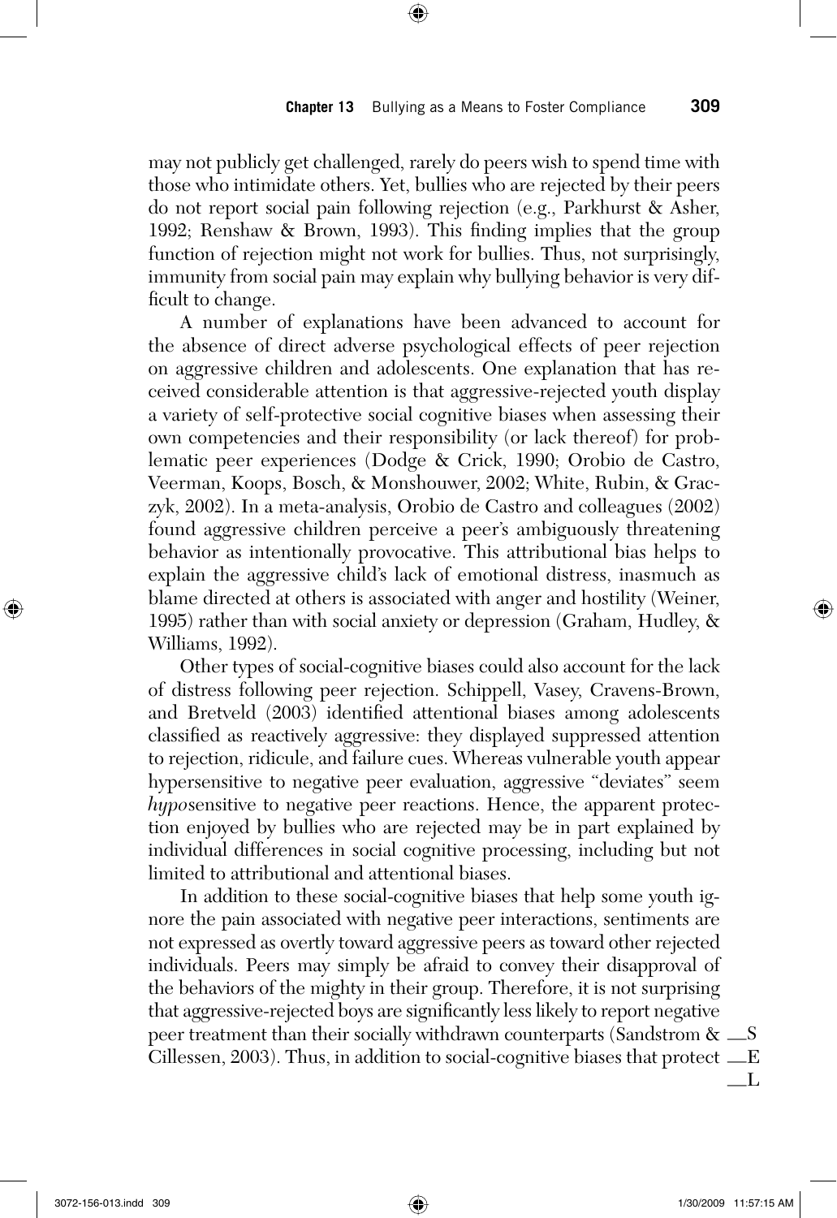may not publicly get challenged, rarely do peers wish to spend time with those who intimidate others. Yet, bullies who are rejected by their peers do not report social pain following rejection (e.g., Parkhurst & Asher, 1992; Renshaw & Brown, 1993). This finding implies that the group function of rejection might not work for bullies. Thus, not surprisingly, immunity from social pain may explain why bullying behavior is very difficult to change.

A number of explanations have been advanced to account for the absence of direct adverse psychological effects of peer rejection on aggressive children and adolescents. One explanation that has received considerable attention is that aggressive-rejected youth display a variety of self-protective social cognitive biases when assessing their own competencies and their responsibility (or lack thereof) for problematic peer experiences (Dodge & Crick, 1990; Orobio de Castro, Veerman, Koops, Bosch, & Monshouwer, 2002; White, Rubin, & Graczyk, 2002). In a meta-analysis, Orobio de Castro and colleagues (2002) found aggressive children perceive a peer's ambiguously threatening behavior as intentionally provocative. This attributional bias helps to explain the aggressive child's lack of emotional distress, inasmuch as blame directed at others is associated with anger and hostility (Weiner, 1995) rather than with social anxiety or depression (Graham, Hudley, & Williams, 1992).

Other types of social-cognitive biases could also account for the lack of distress following peer rejection. Schippell, Vasey, Cravens-Brown, and Bretveld (2003) identified attentional biases among adolescents classified as reactively aggressive: they displayed suppressed attention to rejection, ridicule, and failure cues. Whereas vulnerable youth appear hypersensitive to negative peer evaluation, aggressive "deviates" seem *hypo*sensitive to negative peer reactions. Hence, the apparent protection enjoyed by bullies who are rejected may be in part explained by individual differences in social cognitive processing, including but not limited to attributional and attentional biases.

In addition to these social-cognitive biases that help some youth ignore the pain associated with negative peer interactions, sentiments are not expressed as overtly toward aggressive peers as toward other rejected individuals. Peers may simply be afraid to convey their disapproval of the behaviors of the mighty in their group. Therefore, it is not surprising that aggressive-rejected boys are significantly less likely to report negative peer treatment than their socially withdrawn counterparts (Sandstrom & Cillessen, 2003). Thus, in addition to social-cognitive biases that protect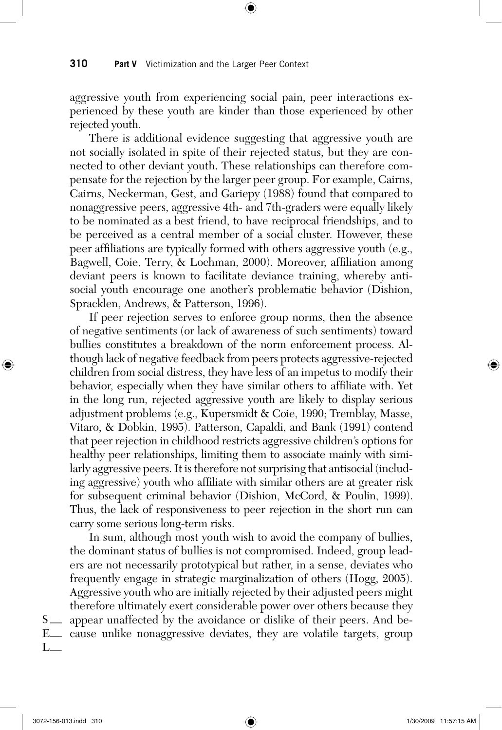aggressive youth from experiencing social pain, peer interactions experienced by these youth are kinder than those experienced by other rejected youth.

There is additional evidence suggesting that aggressive youth are not socially isolated in spite of their rejected status, but they are connected to other deviant youth. These relationships can therefore compensate for the rejection by the larger peer group. For example, Cairns, Cairns, Neckerman, Gest, and Gariepy (1988) found that compared to nonaggressive peers, aggressive 4th- and 7th-graders were equally likely to be nominated as a best friend, to have reciprocal friendships, and to be perceived as a central member of a social cluster. However, these peer affiliations are typically formed with others aggressive youth (e.g., Bagwell, Coie, Terry, & Lochman, 2000). Moreover, affiliation among deviant peers is known to facilitate deviance training, whereby antisocial youth encourage one another's problematic behavior (Dishion, Spracklen, Andrews, & Patterson, 1996).

If peer rejection serves to enforce group norms, then the absence of negative sentiments (or lack of awareness of such sentiments) toward bullies constitutes a breakdown of the norm enforcement process. Although lack of negative feedback from peers protects aggressive-rejected children from social distress, they have less of an impetus to modify their behavior, especially when they have similar others to affiliate with. Yet in the long run, rejected aggressive youth are likely to display serious adjustment problems (e.g., Kupersmidt & Coie, 1990; Tremblay, Masse, Vitaro, & Dobkin, 1995). Patterson, Capaldi, and Bank (1991) contend that peer rejection in childhood restricts aggressive children's options for healthy peer relationships, limiting them to associate mainly with similarly aggressive peers. It is therefore not surprising that antisocial (including aggressive) youth who affiliate with similar others are at greater risk for subsequent criminal behavior (Dishion, McCord, & Poulin, 1999). Thus, the lack of responsiveness to peer rejection in the short run can carry some serious long-term risks.

In sum, although most youth wish to avoid the company of bullies, the dominant status of bullies is not compromised. Indeed, group leaders are not necessarily prototypical but rather, in a sense, deviates who frequently engage in strategic marginalization of others (Hogg, 2005). Aggressive youth who are initially rejected by their adjusted peers might therefore ultimately exert considerable power over others because they appear unaffected by the avoidance or dislike of their peers. And because unlike nonaggressive deviates, they are volatile targets, group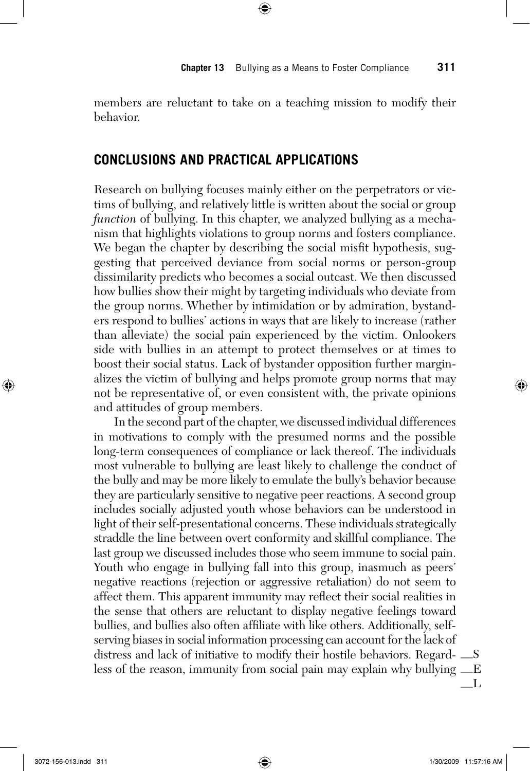members are reluctant to take on a teaching mission to modify their behavior.

## CONCLUSIONS AND PRACTICAL APPLICATIONS

Research on bullying focuses mainly either on the perpetrators or victims of bullying, and relatively little is written about the social or group *function* of bullying. In this chapter, we analyzed bullying as a mechanism that highlights violations to group norms and fosters compliance. We began the chapter by describing the social misfit hypothesis, suggesting that perceived deviance from social norms or person-group dissimilarity predicts who becomes a social outcast. We then discussed how bullies show their might by targeting individuals who deviate from the group norms. Whether by intimidation or by admiration, bystanders respond to bullies' actions in ways that are likely to increase (rather than alleviate) the social pain experienced by the victim. Onlookers side with bullies in an attempt to protect themselves or at times to boost their social status. Lack of bystander opposition further marginalizes the victim of bullying and helps promote group norms that may not be representative of, or even consistent with, the private opinions and attitudes of group members.

In the second part of the chapter, we discussed individual differences in motivations to comply with the presumed norms and the possible long-term consequences of compliance or lack thereof. The individuals most vulnerable to bullying are least likely to challenge the conduct of the bully and may be more likely to emulate the bully's behavior because they are particularly sensitive to negative peer reactions. A second group includes socially adjusted youth whose behaviors can be understood in light of their self-presentational concerns. These individuals strategically straddle the line between overt conformity and skillful compliance. The last group we discussed includes those who seem immune to social pain. Youth who engage in bullying fall into this group, inasmuch as peers' negative reactions (rejection or aggressive retaliation) do not seem to affect them. This apparent immunity may reflect their social realities in the sense that others are reluctant to display negative feelings toward bullies, and bullies also often affiliate with like others. Additionally, self-serving biases in social information processing can account for the lack of distress and lack of initiative to modify their hostile behaviors. Regardless of the reason, immunity from social pain may explain why bullying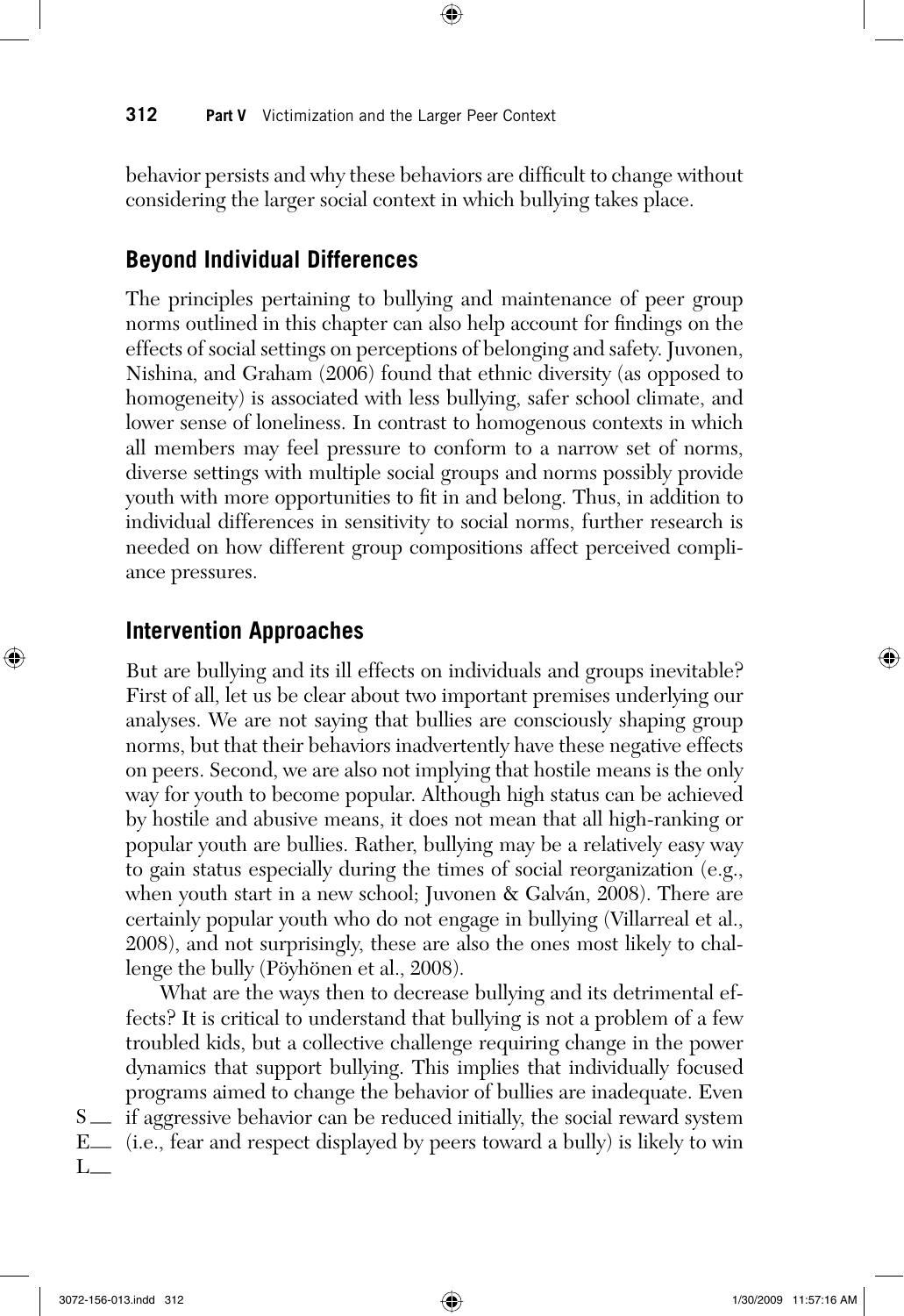behavior persists and why these behaviors are difficult to change without considering the larger social context in which bullying takes place.

## Beyond Individual Differences

The principles pertaining to bullying and maintenance of peer group norms outlined in this chapter can also help account for findings on the effects of social settings on perceptions of belonging and safety. Juvonen, Nishina, and Graham (2006) found that ethnic diversity (as opposed to homogeneity) is associated with less bullying, safer school climate, and lower sense of loneliness. In contrast to homogenous contexts in which all members may feel pressure to conform to a narrow set of norms, diverse settings with multiple social groups and norms possibly provide youth with more opportunities to fit in and belong. Thus, in addition to individual differences in sensitivity to social norms, further research is needed on how different group compositions affect perceived compliance pressures.

## Intervention Approaches

But are bullying and its ill effects on individuals and groups inevitable? First of all, let us be clear about two important premises underlying our analyses. We are not saying that bullies are consciously shaping group norms, but that their behaviors inadvertently have these negative effects on peers. Second, we are also not implying that hostile means is the only way for youth to become popular. Although high status can be achieved by hostile and abusive means, it does not mean that all high-ranking or popular youth are bullies. Rather, bullying may be a relatively easy way to gain status especially during the times of social reorganization (e.g., when youth start in a new school; Juvonen & Galván, 2008). There are certainly popular youth who do not engage in bullying (Villarreal et al., 2008), and not surprisingly, these are also the ones most likely to challenge the bully (Pöyhönen et al., 2008).

What are the ways then to decrease bullying and its detrimental effects? It is critical to understand that bullying is not a problem of a few troubled kids, but a collective challenge requiring change in the power dynamics that support bullying. This implies that individually focused programs aimed to change the behavior of bullies are inadequate. Even if aggressive behavior can be reduced initially, the social reward system (i.e., fear and respect displayed by peers toward a bully) is likely to win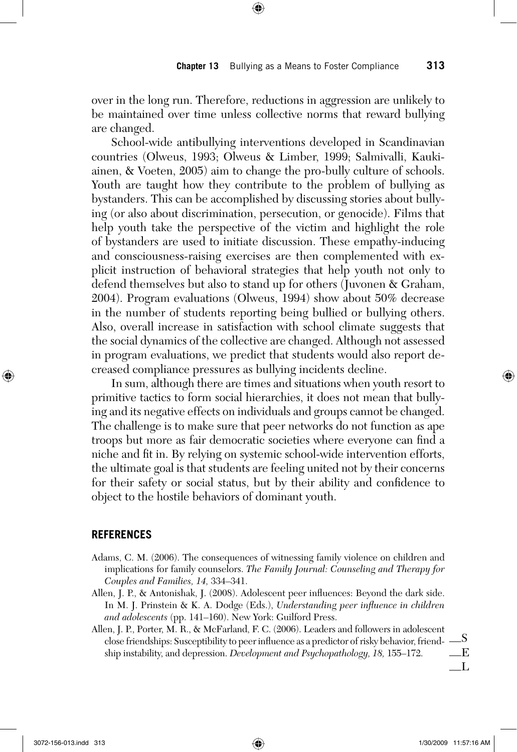over in the long run. Therefore, reductions in aggression are unlikely to be maintained over time unless collective norms that reward bullying are changed.

School-wide antibullying interventions developed in Scandinavian countries (Olweus, 1993; Olweus & Limber, 1999; Salmivalli, Kaukiainen, & Voeten, 2005) aim to change the pro-bully culture of schools. Youth are taught how they contribute to the problem of bullying as bystanders. This can be accomplished by discussing stories about bullying (or also about discrimination, persecution, or genocide). Films that help youth take the perspective of the victim and highlight the role of bystanders are used to initiate discussion. These empathy-inducing and consciousness-raising exercises are then complemented with explicit instruction of behavioral strategies that help youth not only to defend themselves but also to stand up for others (Juvonen & Graham, 2004). Program evaluations (Olweus, 1994) show about 50% decrease in the number of students reporting being bullied or bullying others. Also, overall increase in satisfaction with school climate suggests that the social dynamics of the collective are changed. Although not assessed in program evaluations, we predict that students would also report decreased compliance pressures as bullying incidents decline.

In sum, although there are times and situations when youth resort to primitive tactics to form social hierarchies, it does not mean that bullying and its negative effects on individuals and groups cannot be changed. The challenge is to make sure that peer networks do not function as ape troops but more as fair democratic societies where everyone can find a niche and fit in. By relying on systemic school-wide intervention efforts, the ultimate goal is that students are feeling united not by their concerns for their safety or social status, but by their ability and confidence to object to the hostile behaviors of dominant youth.

## REFERENCES

Adams, C. M. (2006). The consequences of witnessing family violence on children and implications for family counselors. *The Family Journal: Counseling and Therapy for Couples and Families, 14,* 334–341.

Allen, J. P., & Antonishak, J. (2008). Adolescent peer influences: Beyond the dark side. In M. J. Prinstein & K. A. Dodge (Eds.), *Understanding peer influence in children and adolescents* (pp. 141–160). New York: Guilford Press.

Allen, J. P., Porter, M. R., & McFarland, F. C. (2006). Leaders and followers in adolescent close friendships: Susceptibility to peer influence as a predictor of risky behavior, friendship instability, and depression. *Development and Psychopathology, 18,* 155–172.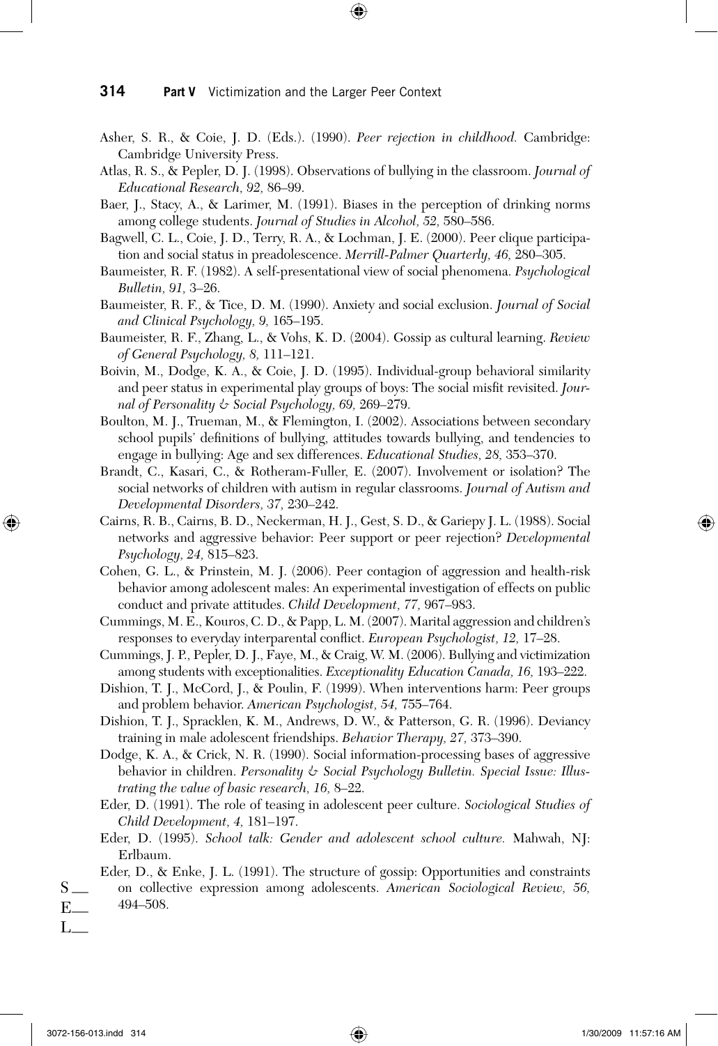Asher, S. R., & Coie, J. D. (Eds.). (1990). *Peer rejection in childhood.* Cambridge: Cambridge University Press.

Atlas, R. S., & Pepler, D. J. (1998). Observations of bullying in the classroom. *Journal of Educational Research, 92,* 86–99.

Baer, J., Stacy, A., & Larimer, M. (1991). Biases in the perception of drinking norms among college students. *Journal of Studies in Alcohol, 52,* 580–586.

Bagwell, C. L., Coie, J. D., Terry, R. A., & Lochman, J. E. (2000). Peer clique participation and social status in preadolescence. *Merrill-Palmer Quarterly, 46,* 280–305.

Baumeister, R. F. (1982). A self-presentational view of social phenomena. *Psychological Bulletin, 91,* 3–26.

Baumeister, R. F., & Tice, D. M. (1990). Anxiety and social exclusion. *Journal of Social and Clinical Psychology, 9,* 165–195.

Baumeister, R. F., Zhang, L., & Vohs, K. D. (2004). Gossip as cultural learning. *Review of General Psychology, 8,* 111–121.

Boivin, M., Dodge, K. A., & Coie, J. D. (1995). Individual-group behavioral similarity and peer status in experimental play groups of boys: The social misfit revisited. *Journal of Personality & Social Psychology, 69,* 269–279.

Boulton, M. J., Trueman, M., & Flemington, I. (2002). Associations between secondary school pupils' definitions of bullying, attitudes towards bullying, and tendencies to engage in bullying: Age and sex differences. *Educational Studies, 28,* 353–370.

Brandt, C., Kasari, C., & Rotheram-Fuller, E. (2007). Involvement or isolation? The social networks of children with autism in regular classrooms. *Journal of Autism and Developmental Disorders, 37,* 230–242.

Cairns, R. B., Cairns, B. D., Neckerman, H. J., Gest, S. D., & Gariepy J. L. (1988). Social networks and aggressive behavior: Peer support or peer rejection? *Developmental Psychology, 24,* 815–823.

Cohen, G. L., & Prinstein, M. J. (2006). Peer contagion of aggression and health-risk behavior among adolescent males: An experimental investigation of effects on public conduct and private attitudes. *Child Development, 77,* 967–983.

Cummings, M. E., Kouros, C. D., & Papp, L. M. (2007). Marital aggression and children's responses to everyday interparental conflict. *European Psychologist, 12,* 17–28.

Cummings, J. P., Pepler, D. J., Faye, M., & Craig, W. M. (2006). Bullying and victimization among students with exceptionalities. *Exceptionality Education Canada, 16,* 193–222.

Dishion, T. J., McCord, J., & Poulin, F. (1999). When interventions harm: Peer groups and problem behavior. *American Psychologist, 54,* 755–764.

Dishion, T. J., Spracklen, K. M., Andrews, D. W., & Patterson, G. R. (1996). Deviancy training in male adolescent friendships. *Behavior Therapy, 27,* 373–390.

Dodge, K. A., & Crick, N. R. (1990). Social information-processing bases of aggressive behavior in children. *Personality & Social Psychology Bulletin. Special Issue: Illustrating the value of basic research, 16,* 8–22.

Eder, D. (1991). The role of teasing in adolescent peer culture. *Sociological Studies of Child Development, 4,* 181–197.

Eder, D. (1995). *School talk: Gender and adolescent school culture.* Mahwah, NJ: Erlbaum.

Eder, D., & Enke, J. L. (1991). The structure of gossip: Opportunities and constraints on collective expression among adolescents. *American Sociological Review, 56,* 494–508.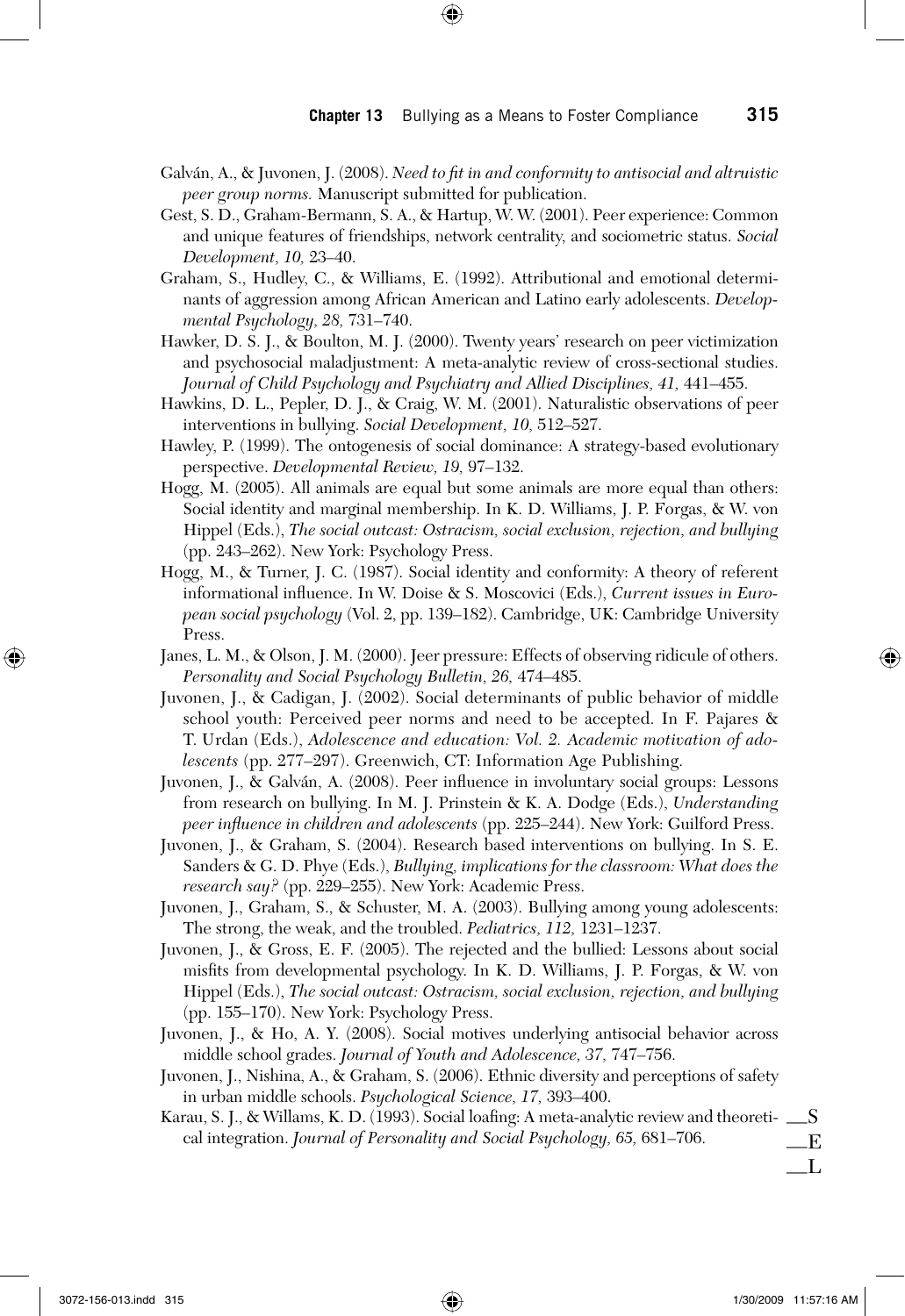Galván, A., & Juvonen, J. (2008). *Need to fit in and conformity to antisocial and altruistic peer group norms.* Manuscript submitted for publication.

Gest, S. D., Graham-Bermann, S. A., & Hartup, W. W. (2001). Peer experience: Common and unique features of friendships, network centrality, and sociometric status. *Social Development, 10,* 23–40.

Graham, S., Hudley, C., & Williams, E. (1992). Attributional and emotional determinants of aggression among African American and Latino early adolescents. *Developmental Psychology, 28,* 731–740.

Hawker, D. S. J., & Boulton, M. J. (2000). Twenty years' research on peer victimization and psychosocial maladjustment: A meta-analytic review of cross-sectional studies. *Journal of Child Psychology and Psychiatry and Allied Disciplines, 41,* 441–455.

Hawkins, D. L., Pepler, D. J., & Craig, W. M. (2001). Naturalistic observations of peer interventions in bullying. *Social Development, 10,* 512–527.

Hawley, P. (1999). The ontogenesis of social dominance: A strategy-based evolutionary perspective. *Developmental Review, 19,* 97–132.

Hogg, M. (2005). All animals are equal but some animals are more equal than others: Social identity and marginal membership. In K. D. Williams, J. P. Forgas, & W. von Hippel (Eds.), *The social outcast: Ostracism, social exclusion, rejection, and bullying* (pp. 243–262). New York: Psychology Press.

Hogg, M., & Turner, J. C. (1987). Social identity and conformity: A theory of referent informational influence. In W. Doise & S. Moscovici (Eds.), *Current issues in European social psychology* (Vol. 2, pp. 139–182). Cambridge, UK: Cambridge University Press.

Janes, L. M., & Olson, J. M. (2000). Jeer pressure: Effects of observing ridicule of others. *Personality and Social Psychology Bulletin, 26,* 474–485.

Juvonen, J., & Cadigan, J. (2002). Social determinants of public behavior of middle school youth: Perceived peer norms and need to be accepted. In F. Pajares & T. Urdan (Eds.), *Adolescence and education: Vol. 2. Academic motivation of adolescents* (pp. 277–297). Greenwich, CT: Information Age Publishing.

Juvonen, J., & Galván, A. (2008). Peer influence in involuntary social groups: Lessons from research on bullying. In M. J. Prinstein & K. A. Dodge (Eds.), *Understanding peer influence in children and adolescents* (pp. 225–244). New York: Guilford Press.

Juvonen, J., & Graham, S. (2004). Research based interventions on bullying. In S. E. Sanders & G. D. Phye (Eds.), *Bullying, implications for the classroom: What does the research say?* (pp. 229–255). New York: Academic Press.

Juvonen, J., Graham, S., & Schuster, M. A. (2003). Bullying among young adolescents: The strong, the weak, and the troubled. *Pediatrics, 112,* 1231–1237.

Juvonen, J., & Gross, E. F. (2005). The rejected and the bullied: Lessons about social misfits from developmental psychology. In K. D. Williams, J. P. Forgas, & W. von Hippel (Eds.), *The social outcast: Ostracism, social exclusion, rejection, and bullying* (pp. 155–170). New York: Psychology Press.

Juvonen, J., & Ho, A. Y. (2008). Social motives underlying antisocial behavior across middle school grades. *Journal of Youth and Adolescence, 37,* 747–756.

Juvonen, J., Nishina, A., & Graham, S. (2006). Ethnic diversity and perceptions of safety in urban middle schools. *Psychological Science, 17,* 393–400.

Karau, S. J., & Willams, K. D. (1993). Social loafing: A meta-analytic review and theoretical integration. *Journal of Personality and Social Psychology, 65,* 681–706.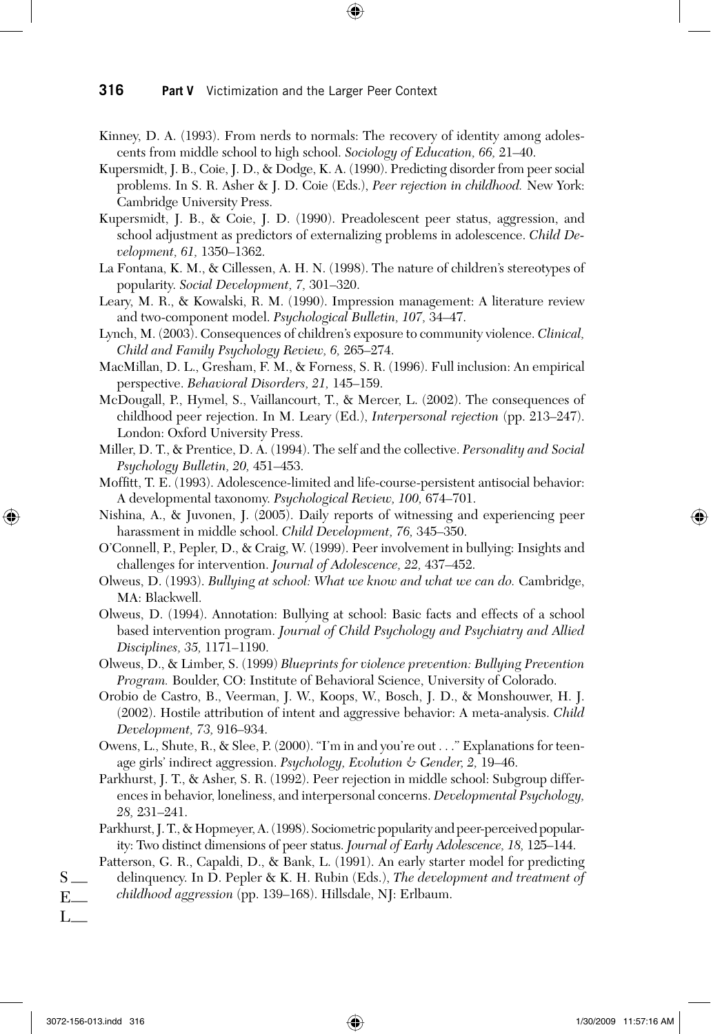Kinney, D. A. (1993). From nerds to normals: The recovery of identity among adolescents from middle school to high school. *Sociology of Education, 66,* 21–40.

Kupersmidt, J. B., Coie, J. D., & Dodge, K. A. (1990). Predicting disorder from peer social problems. In S. R. Asher & J. D. Coie (Eds.), *Peer rejection in childhood.* New York: Cambridge University Press.

Kupersmidt, J. B., & Coie, J. D. (1990). Preadolescent peer status, aggression, and school adjustment as predictors of externalizing problems in adolescence. *Child Development, 61,* 1350–1362.

La Fontana, K. M., & Cillessen, A. H. N. (1998). The nature of children's stereotypes of popularity. *Social Development, 7,* 301–320.

Leary, M. R., & Kowalski, R. M. (1990). Impression management: A literature review and two-component model. *Psychological Bulletin, 107,* 34–47.

Lynch, M. (2003). Consequences of children's exposure to community violence. *Clinical, Child and Family Psychology Review, 6,* 265–274.

MacMillan, D. L., Gresham, F. M., & Forness, S. R. (1996). Full inclusion: An empirical perspective. *Behavioral Disorders, 21,* 145–159.

McDougall, P., Hymel, S., Vaillancourt, T., & Mercer, L. (2002). The consequences of childhood peer rejection. In M. Leary (Ed.), *Interpersonal rejection* (pp. 213–247). London: Oxford University Press.

Miller, D. T., & Prentice, D. A. (1994). The self and the collective. *Personality and Social Psychology Bulletin, 20,* 451–453.

Moffitt, T. E. (1993). Adolescence-limited and life-course-persistent antisocial behavior: A developmental taxonomy. *Psychological Review, 100,* 674–701.

Nishina, A., & Juvonen, J. (2005). Daily reports of witnessing and experiencing peer harassment in middle school. *Child Development, 76,* 345–350.

O'Connell, P., Pepler, D., & Craig, W. (1999). Peer involvement in bullying: Insights and challenges for intervention. *Journal of Adolescence, 22,* 437–452.

Olweus, D. (1993). *Bullying at school: What we know and what we can do.* Cambridge, MA: Blackwell.

Olweus, D. (1994). Annotation: Bullying at school: Basic facts and effects of a school based intervention program. *Journal of Child Psychology and Psychiatry and Allied Disciplines, 35,* 1171–1190.

Olweus, D., & Limber, S. (1999) *Blueprints for violence prevention: Bullying Prevention Program.* Boulder, CO: Institute of Behavioral Science, University of Colorado.

Orobio de Castro, B., Veerman, J. W., Koops, W., Bosch, J. D., & Monshouwer, H. J. (2002). Hostile attribution of intent and aggressive behavior: A meta-analysis. *Child Development, 73,* 916–934.

Owens, L., Shute, R., & Slee, P. (2000). "I'm in and you're out . . ." Explanations for teenage girls' indirect aggression. *Psychology, Evolution & Gender, 2,* 19–46.

Parkhurst, J. T., & Asher, S. R. (1992). Peer rejection in middle school: Subgroup differences in behavior, loneliness, and interpersonal concerns. *Developmental Psychology, 28,* 231–241.

Parkhurst, J. T., & Hopmeyer, A. (1998). Sociometric popularity and peer-perceived popularity: Two distinct dimensions of peer status. *Journal of Early Adolescence, 18,* 125–144.

Patterson, G. R., Capaldi, D., & Bank, L. (1991). An early starter model for predicting delinquency. In D. Pepler & K. H. Rubin (Eds.), *The development and treatment of childhood aggression* (pp. 139–168). Hillsdale, NJ: Erlbaum.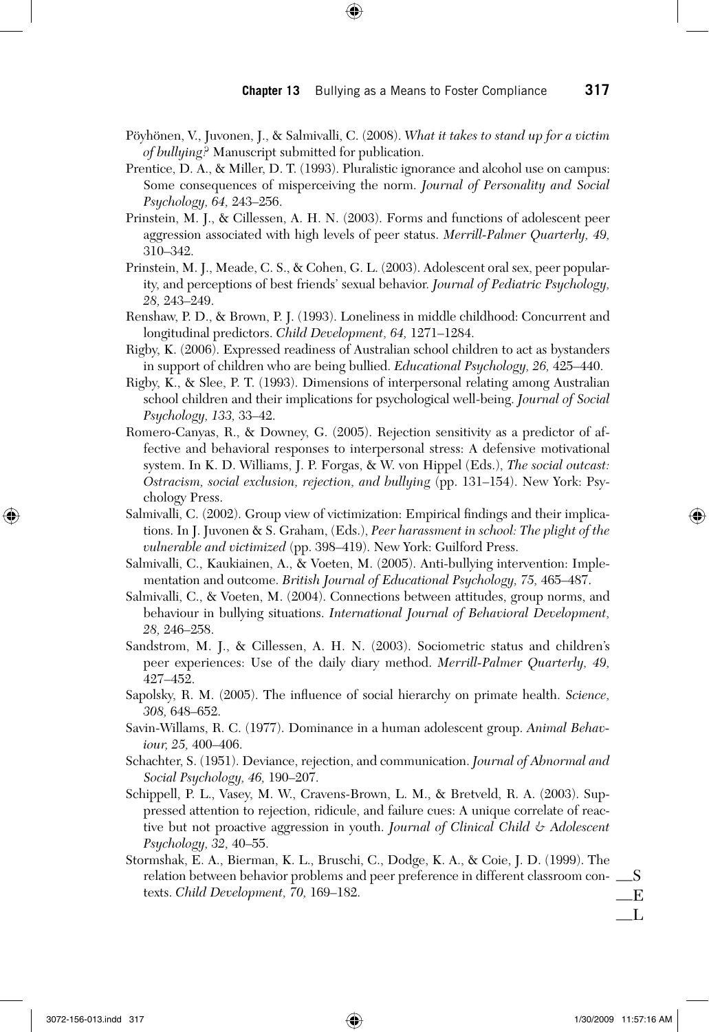Pöyhönen, V., Juvonen, J., & Salmivalli, C. (2008). *What it takes to stand up for a victim of bullying?* Manuscript submitted for publication.

Prentice, D. A., & Miller, D. T. (1993). Pluralistic ignorance and alcohol use on campus: Some consequences of misperceiving the norm. *Journal of Personality and Social Psychology, 64,* 243–256.

Prinstein, M. J., & Cillessen, A. H. N. (2003). Forms and functions of adolescent peer aggression associated with high levels of peer status. *Merrill-Palmer Quarterly, 49,* 310–342.

Prinstein, M. J., Meade, C. S., & Cohen, G. L. (2003). Adolescent oral sex, peer popularity, and perceptions of best friends' sexual behavior. *Journal of Pediatric Psychology, 28,* 243–249.

Renshaw, P. D., & Brown, P. J. (1993). Loneliness in middle childhood: Concurrent and longitudinal predictors. *Child Development, 64,* 1271–1284.

Rigby, K. (2006). Expressed readiness of Australian school children to act as bystanders in support of children who are being bullied. *Educational Psychology, 26,* 425–440.

Rigby, K., & Slee, P. T. (1993). Dimensions of interpersonal relating among Australian school children and their implications for psychological well-being. *Journal of Social Psychology, 133,* 33–42.

Romero-Canyas, R., & Downey, G. (2005). Rejection sensitivity as a predictor of affective and behavioral responses to interpersonal stress: A defensive motivational system. In K. D. Williams, J. P. Forgas, & W. von Hippel (Eds.), *The social outcast: Ostracism, social exclusion, rejection, and bullying* (pp. 131–154). New York: Psychology Press.

Salmivalli, C. (2002). Group view of victimization: Empirical findings and their implications. In J. Juvonen & S. Graham, (Eds.), *Peer harassment in school: The plight of the vulnerable and victimized* (pp. 398–419). New York: Guilford Press.

Salmivalli, C., Kaukiainen, A., & Voeten, M. (2005). Anti-bullying intervention: Implementation and outcome. *British Journal of Educational Psychology, 75,* 465–487.

Salmivalli, C., & Voeten, M. (2004). Connections between attitudes, group norms, and behaviour in bullying situations. *International Journal of Behavioral Development, 28,* 246–258.

Sandstrom, M. J., & Cillessen, A. H. N. (2003). Sociometric status and children's peer experiences: Use of the daily diary method. *Merrill-Palmer Quarterly, 49,* 427–452.

Sapolsky, R. M. (2005). The influence of social hierarchy on primate health. *Science, 308,* 648–652.

Savin-Willams, R. C. (1977). Dominance in a human adolescent group. *Animal Behaviour, 25,* 400–406.

Schachter, S. (1951). Deviance, rejection, and communication. *Journal of Abnormal and Social Psychology, 46,* 190–207.

Schippell, P. L., Vasey, M. W., Cravens-Brown, L. M., & Bretveld, R. A. (2003). Suppressed attention to rejection, ridicule, and failure cues: A unique correlate of reactive but not proactive aggression in youth. *Journal of Clinical Child & Adolescent Psychology, 32,* 40–55.

Stormshak, E. A., Bierman, K. L., Bruschi, C., Dodge, K. A., & Coie, J. D. (1999). The relation between behavior problems and peer preference in different classroom contexts. *Child Development, 70,* 169–182.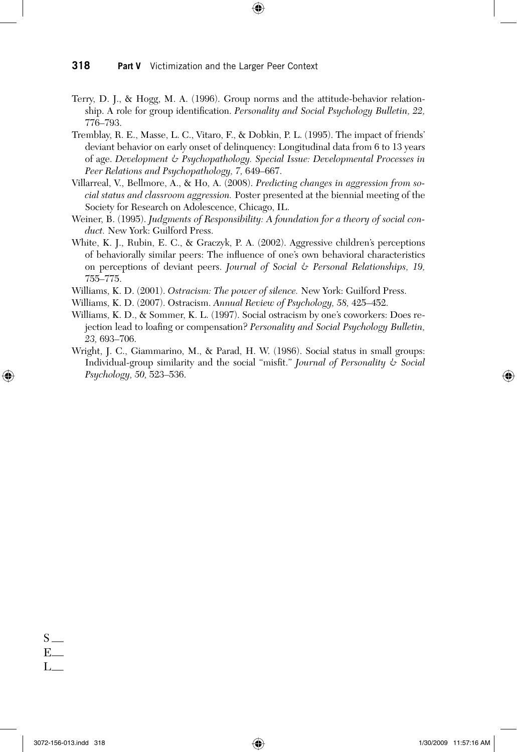Terry, D. J., & Hogg, M. A. (1996). Group norms and the attitude-behavior relationship. A role for group identification. *Personality and Social Psychology Bulletin, 22,* 776–793.

Tremblay, R. E., Masse, L. C., Vitaro, F., & Dobkin, P. L. (1995). The impact of friends' deviant behavior on early onset of delinquency: Longitudinal data from 6 to 13 years of age. *Development & Psychopathology. Special Issue: Developmental Processes in Peer Relations and Psychopathology, 7,* 649–667.

Villarreal, V., Bellmore, A., & Ho, A. (2008). *Predicting changes in aggression from social status and classroom aggression.* Poster presented at the biennial meeting of the Society for Research on Adolescence, Chicago, IL.

Weiner, B. (1995). *Judgments of Responsibility: A foundation for a theory of social conduct.* New York: Guilford Press.

White, K. J., Rubin, E. C., & Graczyk, P. A. (2002). Aggressive children's perceptions of behaviorally similar peers: The influence of one's own behavioral characteristics on perceptions of deviant peers. *Journal of Social & Personal Relationships, 19,* 755–775.

Williams, K. D. (2001). *Ostracism: The power of silence.* New York: Guilford Press.

Williams, K. D. (2007). Ostracism. *Annual Review of Psychology, 58,* 425–452.

Williams, K. D., & Sommer, K. L. (1997). Social ostracism by one's coworkers: Does rejection lead to loafing or compensation? *Personality and Social Psychology Bulletin, 23,* 693–706.

Wright, J. C., Giammarino, M., & Parad, H. W. (1986). Social status in small groups: Individual-group similarity and the social "misfit." *Journal of Personality & Social Psychology, 50,* 523–536.